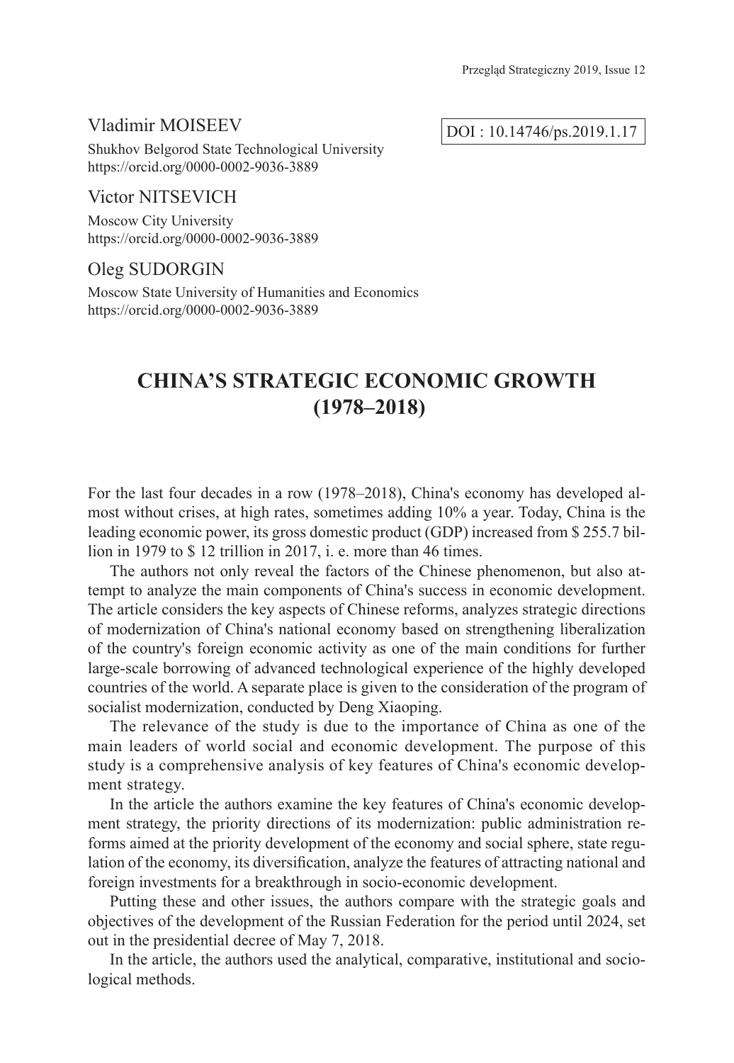Vladimir MOISEEV

Shukhov Belgorod State Technological University
https://orcid.org/0000-0002-9036-3889

DOI : 10.14746/ps.2019.1.17

Victor NITSEVICH

Moscow City University
https://orcid.org/0000-0002-9036-3889

Oleg SUDORGIN

Moscow State University of Humanities and Economics
https://orcid.org/0000-0002-9036-3889

# CHINA'S STRATEGIC ECONOMIC GROWTH (1978–2018)

For the last four decades in a row (1978–2018), China's economy has developed almost without crises, at high rates, sometimes adding 10% a year. Today, China is the leading economic power, its gross domestic product (GDP) increased from $ 255.7 billion in 1979 to $ 12 trillion in 2017, i. e. more than 46 times.

The authors not only reveal the factors of the Chinese phenomenon, but also attempt to analyze the main components of China's success in economic development. The article considers the key aspects of Chinese reforms, analyzes strategic directions of modernization of China's national economy based on strengthening liberalization of the country's foreign economic activity as one of the main conditions for further large-scale borrowing of advanced technological experience of the highly developed countries of the world. A separate place is given to the consideration of the program of socialist modernization, conducted by Deng Xiaoping.

The relevance of the study is due to the importance of China as one of the main leaders of world social and economic development. The purpose of this study is a comprehensive analysis of key features of China's economic development strategy.

In the article the authors examine the key features of China's economic development strategy, the priority directions of its modernization: public administration reforms aimed at the priority development of the economy and social sphere, state regulation of the economy, its diversification, analyze the features of attracting national and foreign investments for a breakthrough in socio-economic development.

Putting these and other issues, the authors compare with the strategic goals and objectives of the development of the Russian Federation for the period until 2024, set out in the presidential decree of May 7, 2018.

In the article, the authors used the analytical, comparative, institutional and sociological methods.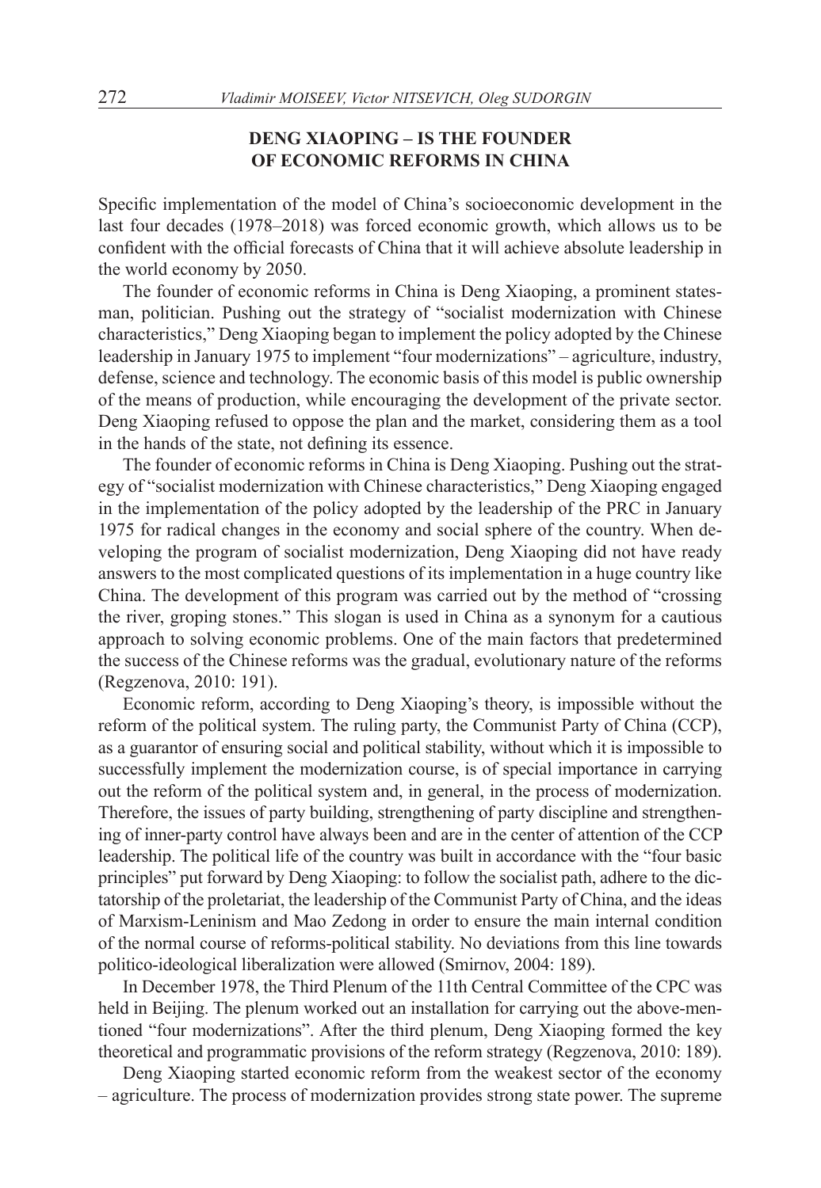## DENG XIAOPING – IS THE FOUNDER OF ECONOMIC REFORMS IN CHINA

Specific implementation of the model of China's socioeconomic development in the last four decades (1978–2018) was forced economic growth, which allows us to be confident with the official forecasts of China that it will achieve absolute leadership in the world economy by 2050.

The founder of economic reforms in China is Deng Xiaoping, a prominent statesman, politician. Pushing out the strategy of "socialist modernization with Chinese characteristics," Deng Xiaoping began to implement the policy adopted by the Chinese leadership in January 1975 to implement "four modernizations" – agriculture, industry, defense, science and technology. The economic basis of this model is public ownership of the means of production, while encouraging the development of the private sector. Deng Xiaoping refused to oppose the plan and the market, considering them as a tool in the hands of the state, not defining its essence.

The founder of economic reforms in China is Deng Xiaoping. Pushing out the strategy of "socialist modernization with Chinese characteristics," Deng Xiaoping engaged in the implementation of the policy adopted by the leadership of the PRC in January 1975 for radical changes in the economy and social sphere of the country. When developing the program of socialist modernization, Deng Xiaoping did not have ready answers to the most complicated questions of its implementation in a huge country like China. The development of this program was carried out by the method of "crossing the river, groping stones." This slogan is used in China as a synonym for a cautious approach to solving economic problems. One of the main factors that predetermined the success of the Chinese reforms was the gradual, evolutionary nature of the reforms (Regzenova, 2010: 191).

Economic reform, according to Deng Xiaoping's theory, is impossible without the reform of the political system. The ruling party, the Communist Party of China (CCP), as a guarantor of ensuring social and political stability, without which it is impossible to successfully implement the modernization course, is of special importance in carrying out the reform of the political system and, in general, in the process of modernization. Therefore, the issues of party building, strengthening of party discipline and strengthening of inner-party control have always been and are in the center of attention of the CCP leadership. The political life of the country was built in accordance with the "four basic principles" put forward by Deng Xiaoping: to follow the socialist path, adhere to the dictatorship of the proletariat, the leadership of the Communist Party of China, and the ideas of Marxism-Leninism and Mao Zedong in order to ensure the main internal condition of the normal course of reforms-political stability. No deviations from this line towards politico-ideological liberalization were allowed (Smirnov, 2004: 189).

In December 1978, the Third Plenum of the 11th Central Committee of the CPC was held in Beijing. The plenum worked out an installation for carrying out the above-mentioned "four modernizations". After the third plenum, Deng Xiaoping formed the key theoretical and programmatic provisions of the reform strategy (Regzenova, 2010: 189).

Deng Xiaoping started economic reform from the weakest sector of the economy – agriculture. The process of modernization provides strong state power. The supreme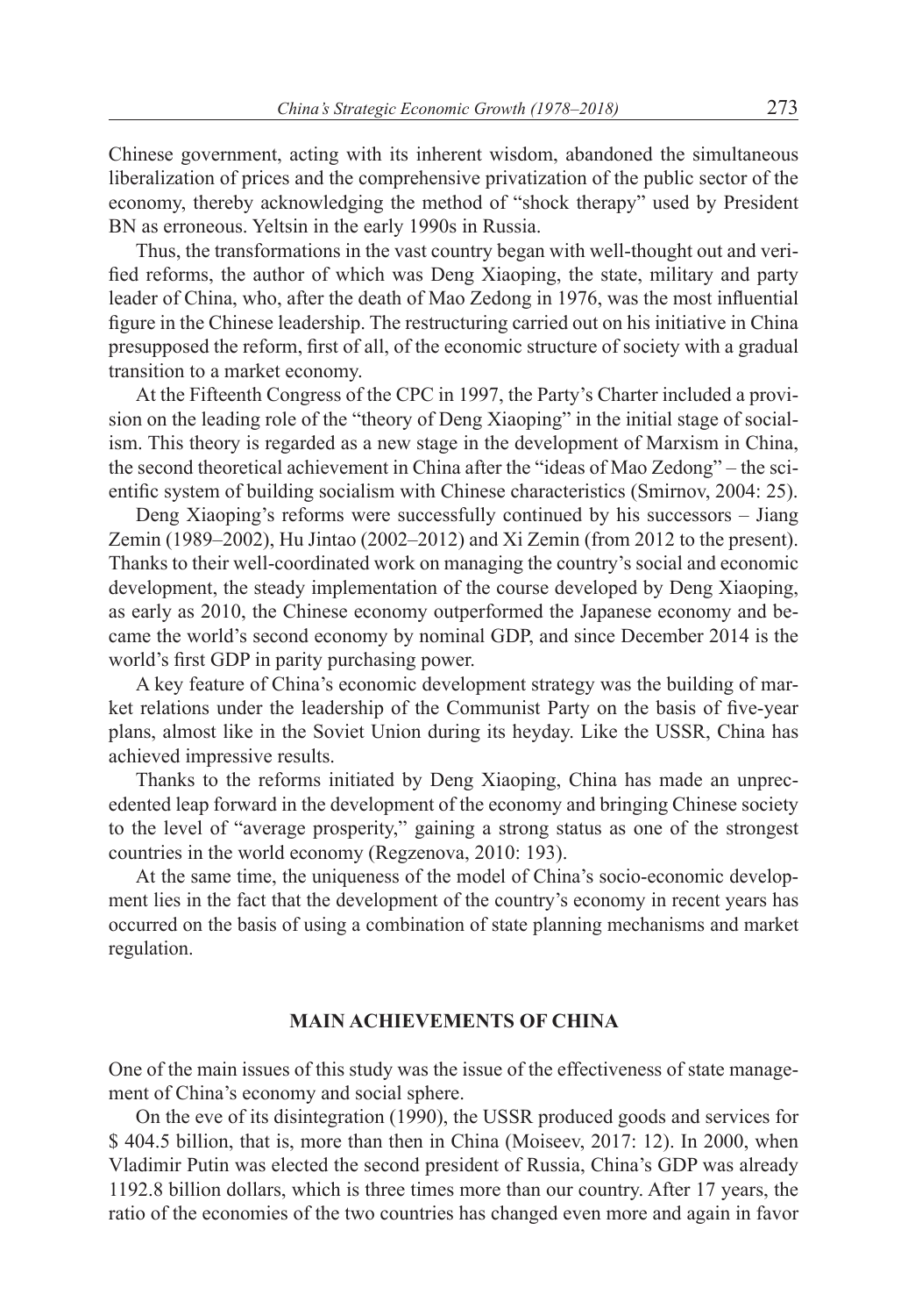Chinese government, acting with its inherent wisdom, abandoned the simultaneous liberalization of prices and the comprehensive privatization of the public sector of the economy, thereby acknowledging the method of "shock therapy" used by President BN as erroneous. Yeltsin in the early 1990s in Russia.

Thus, the transformations in the vast country began with well-thought out and verified reforms, the author of which was Deng Xiaoping, the state, military and party leader of China, who, after the death of Mao Zedong in 1976, was the most influential figure in the Chinese leadership. The restructuring carried out on his initiative in China presupposed the reform, first of all, of the economic structure of society with a gradual transition to a market economy.

At the Fifteenth Congress of the CPC in 1997, the Party's Charter included a provision on the leading role of the "theory of Deng Xiaoping" in the initial stage of socialism. This theory is regarded as a new stage in the development of Marxism in China, the second theoretical achievement in China after the "ideas of Mao Zedong" – the scientific system of building socialism with Chinese characteristics (Smirnov, 2004: 25).

Deng Xiaoping's reforms were successfully continued by his successors – Jiang Zemin (1989–2002), Hu Jintao (2002–2012) and Xi Zemin (from 2012 to the present). Thanks to their well-coordinated work on managing the country's social and economic development, the steady implementation of the course developed by Deng Xiaoping, as early as 2010, the Chinese economy outperformed the Japanese economy and became the world's second economy by nominal GDP, and since December 2014 is the world's first GDP in parity purchasing power.

A key feature of China's economic development strategy was the building of market relations under the leadership of the Communist Party on the basis of five-year plans, almost like in the Soviet Union during its heyday. Like the USSR, China has achieved impressive results.

Thanks to the reforms initiated by Deng Xiaoping, China has made an unprecedented leap forward in the development of the economy and bringing Chinese society to the level of "average prosperity," gaining a strong status as one of the strongest countries in the world economy (Regzenova, 2010: 193).

At the same time, the uniqueness of the model of China's socio-economic development lies in the fact that the development of the country's economy in recent years has occurred on the basis of using a combination of state planning mechanisms and market regulation.

## MAIN ACHIEVEMENTS OF CHINA

One of the main issues of this study was the issue of the effectiveness of state management of China's economy and social sphere.

On the eve of its disintegration (1990), the USSR produced goods and services for $ 404.5 billion, that is, more than then in China (Moiseev, 2017: 12). In 2000, when Vladimir Putin was elected the second president of Russia, China's GDP was already 1192.8 billion dollars, which is three times more than our country. After 17 years, the ratio of the economies of the two countries has changed even more and again in favor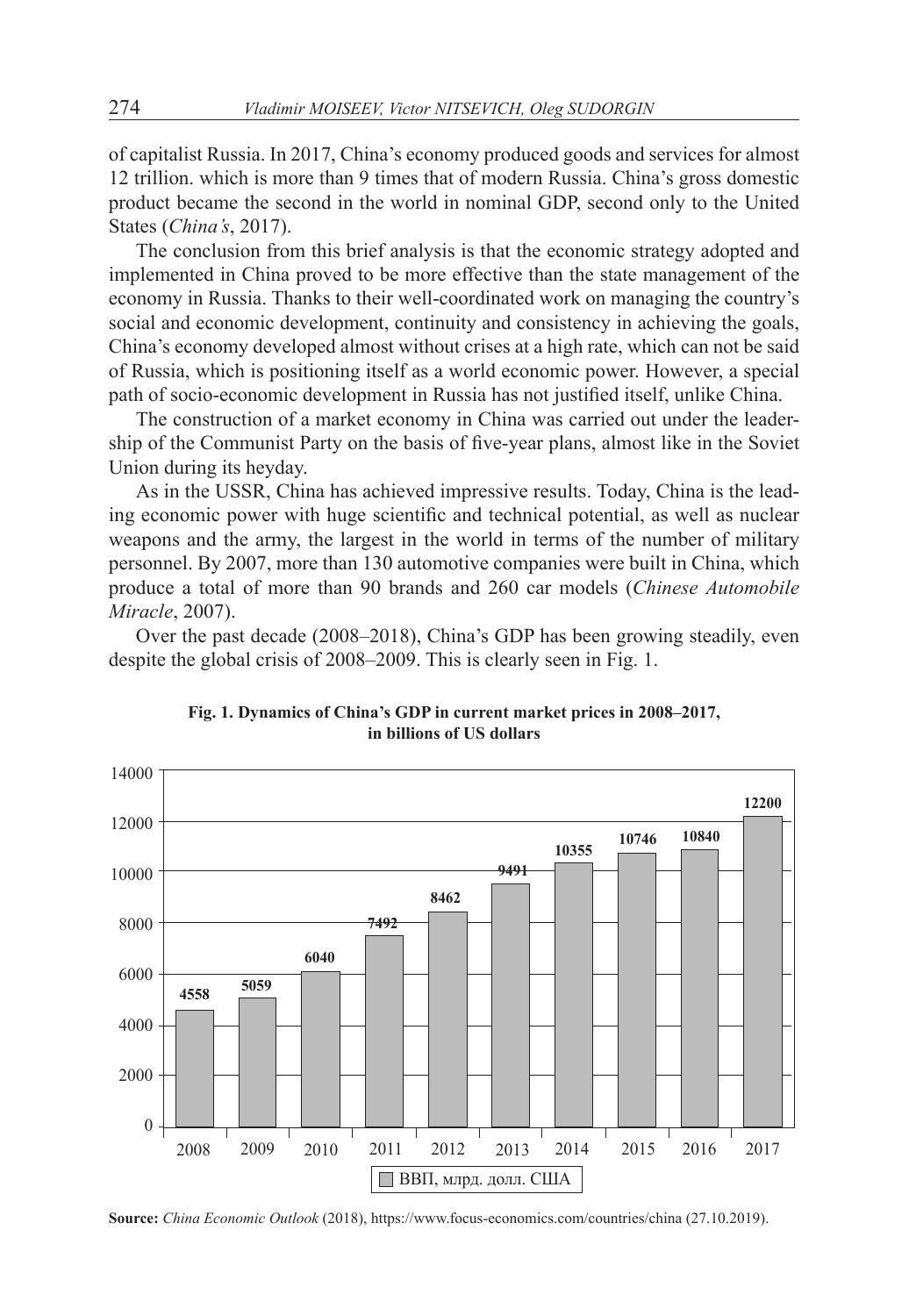of capitalist Russia. In 2017, China's economy produced goods and services for almost 12 trillion. which is more than 9 times that of modern Russia. China's gross domestic product became the second in the world in nominal GDP, second only to the United States (*China's*, 2017).

The conclusion from this brief analysis is that the economic strategy adopted and implemented in China proved to be more effective than the state management of the economy in Russia. Thanks to their well-coordinated work on managing the country's social and economic development, continuity and consistency in achieving the goals, China's economy developed almost without crises at a high rate, which can not be said of Russia, which is positioning itself as a world economic power. However, a special path of socio-economic development in Russia has not justified itself, unlike China.

The construction of a market economy in China was carried out under the leadership of the Communist Party on the basis of five-year plans, almost like in the Soviet Union during its heyday.

As in the USSR, China has achieved impressive results. Today, China is the leading economic power with huge scientific and technical potential, as well as nuclear weapons and the army, the largest in the world in terms of the number of military personnel. By 2007, more than 130 automotive companies were built in China, which produce a total of more than 90 brands and 260 car models (*Chinese Automobile Miracle*, 2007).

Over the past decade (2008–2018), China's GDP has been growing steadily, even despite the global crisis of 2008–2009. This is clearly seen in Fig. 1.

**Fig. 1. Dynamics of China's GDP in current market prices in 2008–2017, in billions of US dollars**

| Year | ВВП, млрд. долл. США |
|---|---|
| 2008 | 4558 |
| 2009 | 5059 |
| 2010 | 6040 |
| 2011 | 7492 |
| 2012 | 8462 |
| 2013 | 9491 |
| 2014 | 10355 |
| 2015 | 10746 |
| 2016 | 10840 |
| 2017 | 12200 |

**Source:** *China Economic Outlook* (2018), https://www.focus-economics.com/countries/china (27.10.2019).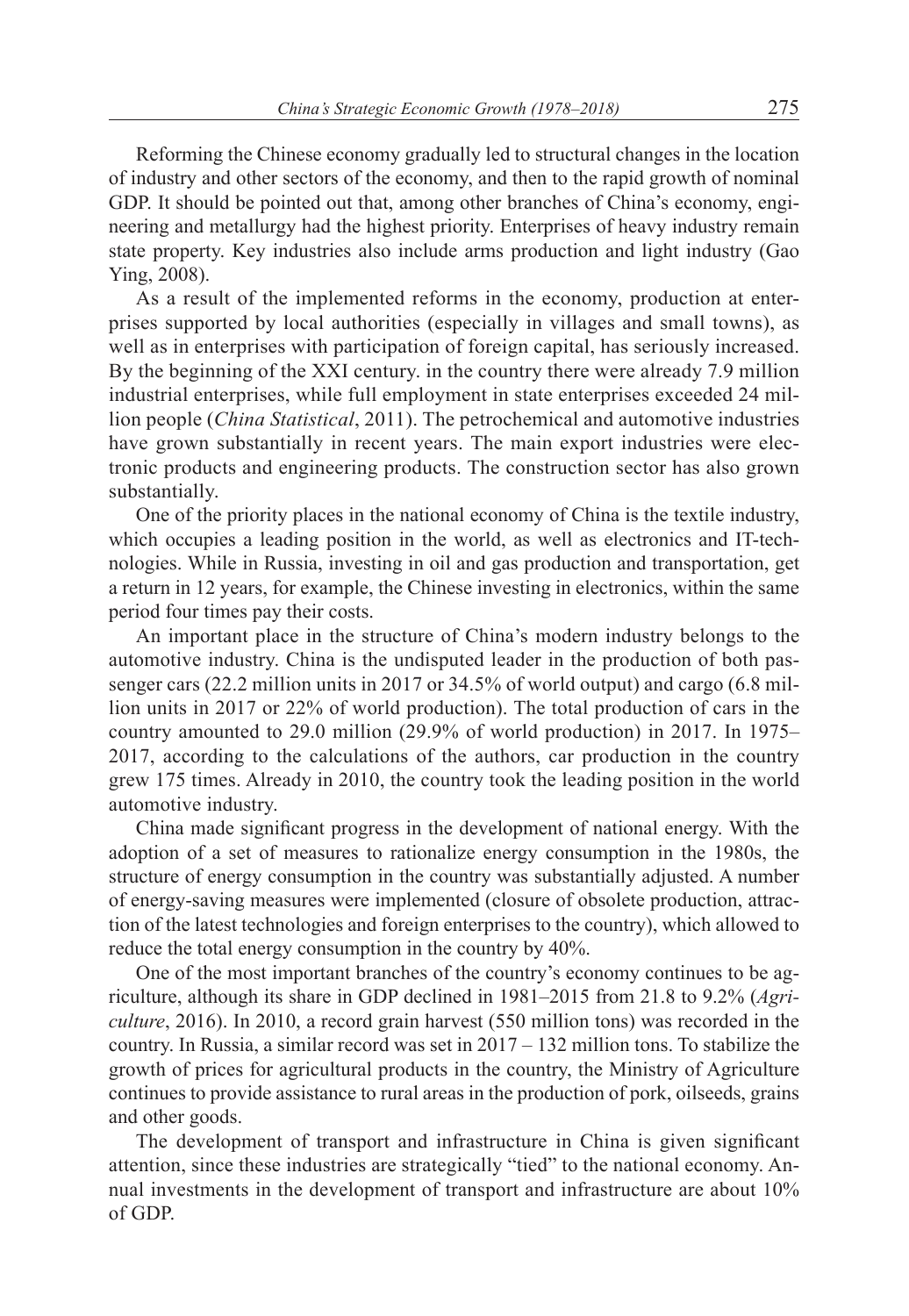Reforming the Chinese economy gradually led to structural changes in the location of industry and other sectors of the economy, and then to the rapid growth of nominal GDP. It should be pointed out that, among other branches of China's economy, engineering and metallurgy had the highest priority. Enterprises of heavy industry remain state property. Key industries also include arms production and light industry (Gao Ying, 2008).

As a result of the implemented reforms in the economy, production at enterprises supported by local authorities (especially in villages and small towns), as well as in enterprises with participation of foreign capital, has seriously increased. By the beginning of the XXI century. in the country there were already 7.9 million industrial enterprises, while full employment in state enterprises exceeded 24 million people (*China Statistical*, 2011). The petrochemical and automotive industries have grown substantially in recent years. The main export industries were electronic products and engineering products. The construction sector has also grown substantially.

One of the priority places in the national economy of China is the textile industry, which occupies a leading position in the world, as well as electronics and IT-technologies. While in Russia, investing in oil and gas production and transportation, get a return in 12 years, for example, the Chinese investing in electronics, within the same period four times pay their costs.

An important place in the structure of China's modern industry belongs to the automotive industry. China is the undisputed leader in the production of both passenger cars (22.2 million units in 2017 or 34.5% of world output) and cargo (6.8 million units in 2017 or 22% of world production). The total production of cars in the country amounted to 29.0 million (29.9% of world production) in 2017. In 1975–2017, according to the calculations of the authors, car production in the country grew 175 times. Already in 2010, the country took the leading position in the world automotive industry.

China made significant progress in the development of national energy. With the adoption of a set of measures to rationalize energy consumption in the 1980s, the structure of energy consumption in the country was substantially adjusted. A number of energy-saving measures were implemented (closure of obsolete production, attraction of the latest technologies and foreign enterprises to the country), which allowed to reduce the total energy consumption in the country by 40%.

One of the most important branches of the country's economy continues to be agriculture, although its share in GDP declined in 1981–2015 from 21.8 to 9.2% (*Agriculture*, 2016). In 2010, a record grain harvest (550 million tons) was recorded in the country. In Russia, a similar record was set in 2017 – 132 million tons. To stabilize the growth of prices for agricultural products in the country, the Ministry of Agriculture continues to provide assistance to rural areas in the production of pork, oilseeds, grains and other goods.

The development of transport and infrastructure in China is given significant attention, since these industries are strategically "tied" to the national economy. Annual investments in the development of transport and infrastructure are about 10% of GDP.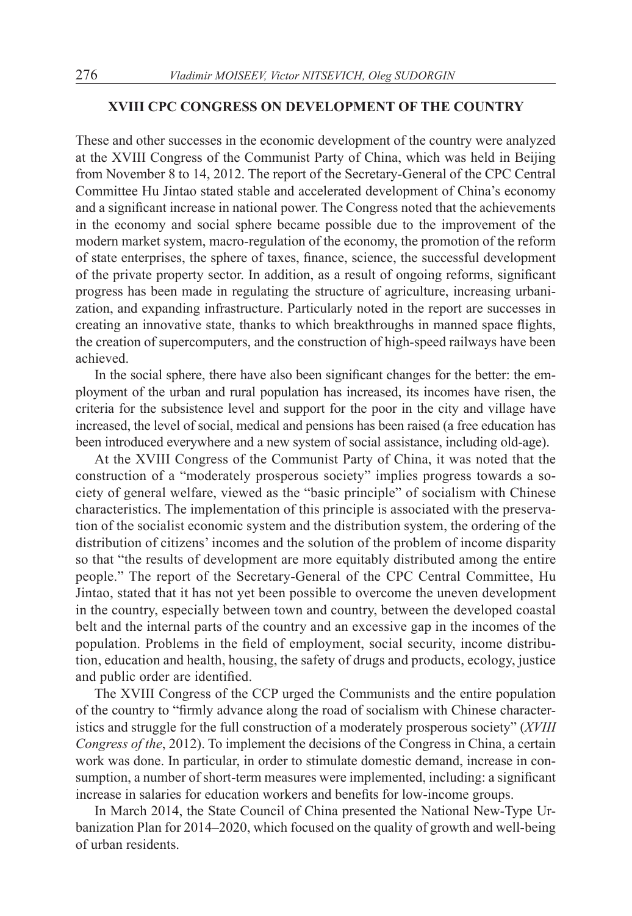## XVIII CPC CONGRESS ON DEVELOPMENT OF THE COUNTRY

These and other successes in the economic development of the country were analyzed at the XVIII Congress of the Communist Party of China, which was held in Beijing from November 8 to 14, 2012. The report of the Secretary-General of the CPC Central Committee Hu Jintao stated stable and accelerated development of China's economy and a significant increase in national power. The Congress noted that the achievements in the economy and social sphere became possible due to the improvement of the modern market system, macro-regulation of the economy, the promotion of the reform of state enterprises, the sphere of taxes, finance, science, the successful development of the private property sector. In addition, as a result of ongoing reforms, significant progress has been made in regulating the structure of agriculture, increasing urbanization, and expanding infrastructure. Particularly noted in the report are successes in creating an innovative state, thanks to which breakthroughs in manned space flights, the creation of supercomputers, and the construction of high-speed railways have been achieved.

In the social sphere, there have also been significant changes for the better: the employment of the urban and rural population has increased, its incomes have risen, the criteria for the subsistence level and support for the poor in the city and village have increased, the level of social, medical and pensions has been raised (a free education has been introduced everywhere and a new system of social assistance, including old-age).

At the XVIII Congress of the Communist Party of China, it was noted that the construction of a "moderately prosperous society" implies progress towards a society of general welfare, viewed as the "basic principle" of socialism with Chinese characteristics. The implementation of this principle is associated with the preservation of the socialist economic system and the distribution system, the ordering of the distribution of citizens' incomes and the solution of the problem of income disparity so that "the results of development are more equitably distributed among the entire people." The report of the Secretary-General of the CPC Central Committee, Hu Jintao, stated that it has not yet been possible to overcome the uneven development in the country, especially between town and country, between the developed coastal belt and the internal parts of the country and an excessive gap in the incomes of the population. Problems in the field of employment, social security, income distribution, education and health, housing, the safety of drugs and products, ecology, justice and public order are identified.

The XVIII Congress of the CCP urged the Communists and the entire population of the country to "firmly advance along the road of socialism with Chinese characteristics and struggle for the full construction of a moderately prosperous society" (*XVIII Congress of the*, 2012). To implement the decisions of the Congress in China, a certain work was done. In particular, in order to stimulate domestic demand, increase in consumption, a number of short-term measures were implemented, including: a significant increase in salaries for education workers and benefits for low-income groups.

In March 2014, the State Council of China presented the National New-Type Urbanization Plan for 2014–2020, which focused on the quality of growth and well-being of urban residents.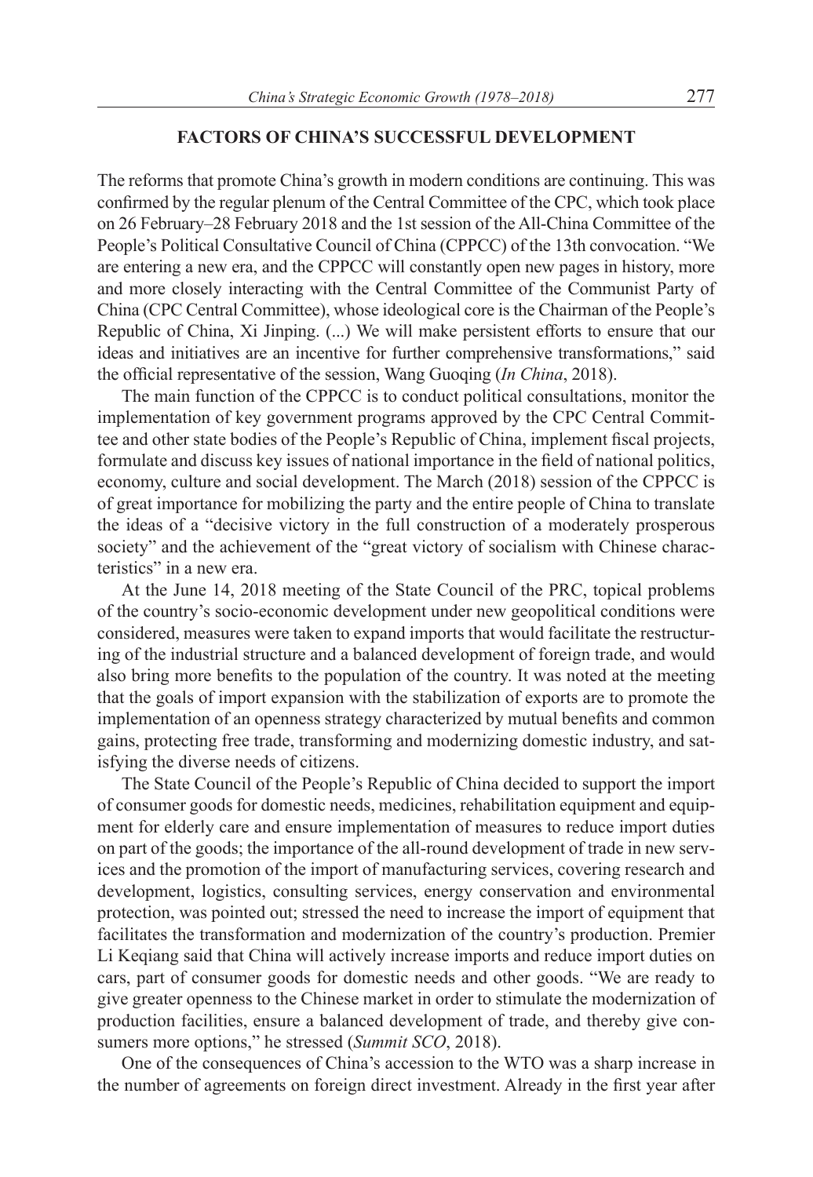## FACTORS OF CHINA'S SUCCESSFUL DEVELOPMENT

The reforms that promote China's growth in modern conditions are continuing. This was confirmed by the regular plenum of the Central Committee of the CPC, which took place on 26 February–28 February 2018 and the 1st session of the All-China Committee of the People's Political Consultative Council of China (CPPCC) of the 13th convocation. "We are entering a new era, and the CPPCC will constantly open new pages in history, more and more closely interacting with the Central Committee of the Communist Party of China (CPC Central Committee), whose ideological core is the Chairman of the People's Republic of China, Xi Jinping. (...) We will make persistent efforts to ensure that our ideas and initiatives are an incentive for further comprehensive transformations," said the official representative of the session, Wang Guoqing (*In China*, 2018).

The main function of the CPPCC is to conduct political consultations, monitor the implementation of key government programs approved by the CPC Central Committee and other state bodies of the People's Republic of China, implement fiscal projects, formulate and discuss key issues of national importance in the field of national politics, economy, culture and social development. The March (2018) session of the CPPCC is of great importance for mobilizing the party and the entire people of China to translate the ideas of a "decisive victory in the full construction of a moderately prosperous society" and the achievement of the "great victory of socialism with Chinese characteristics" in a new era.

At the June 14, 2018 meeting of the State Council of the PRC, topical problems of the country's socio-economic development under new geopolitical conditions were considered, measures were taken to expand imports that would facilitate the restructuring of the industrial structure and a balanced development of foreign trade, and would also bring more benefits to the population of the country. It was noted at the meeting that the goals of import expansion with the stabilization of exports are to promote the implementation of an openness strategy characterized by mutual benefits and common gains, protecting free trade, transforming and modernizing domestic industry, and satisfying the diverse needs of citizens.

The State Council of the People's Republic of China decided to support the import of consumer goods for domestic needs, medicines, rehabilitation equipment and equipment for elderly care and ensure implementation of measures to reduce import duties on part of the goods; the importance of the all-round development of trade in new services and the promotion of the import of manufacturing services, covering research and development, logistics, consulting services, energy conservation and environmental protection, was pointed out; stressed the need to increase the import of equipment that facilitates the transformation and modernization of the country's production. Premier Li Keqiang said that China will actively increase imports and reduce import duties on cars, part of consumer goods for domestic needs and other goods. "We are ready to give greater openness to the Chinese market in order to stimulate the modernization of production facilities, ensure a balanced development of trade, and thereby give consumers more options," he stressed (*Summit SCO*, 2018).

One of the consequences of China's accession to the WTO was a sharp increase in the number of agreements on foreign direct investment. Already in the first year after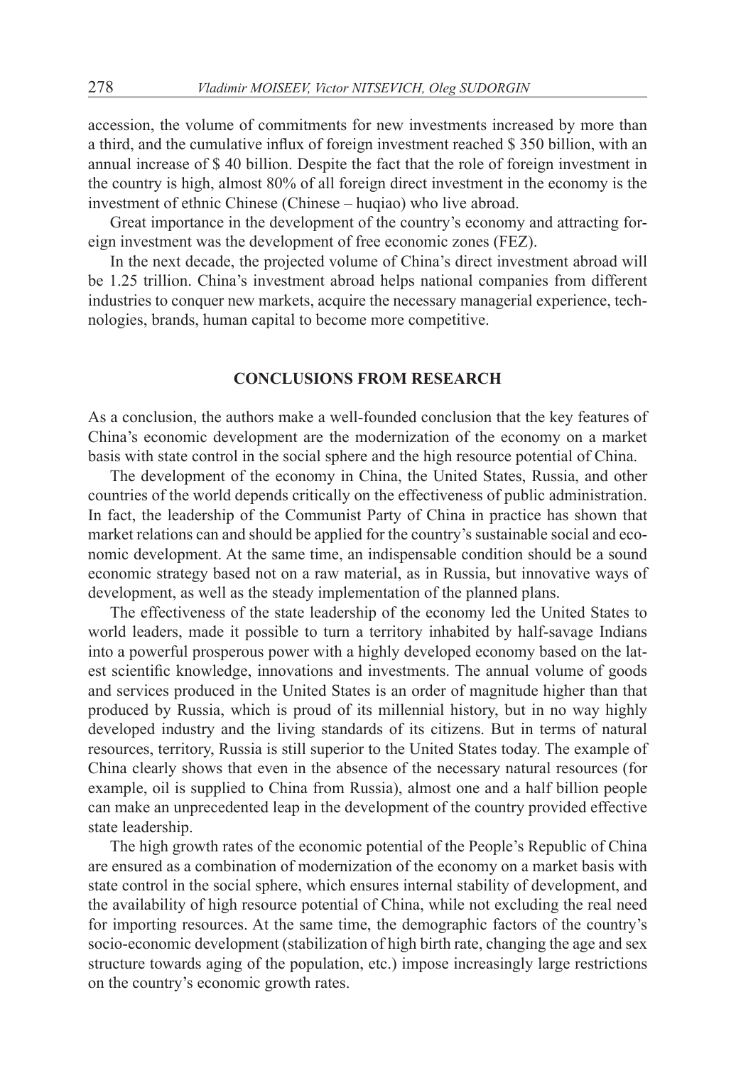accession, the volume of commitments for new investments increased by more than a third, and the cumulative influx of foreign investment reached $ 350 billion, with an annual increase of $ 40 billion. Despite the fact that the role of foreign investment in the country is high, almost 80% of all foreign direct investment in the economy is the investment of ethnic Chinese (Chinese – huqiao) who live abroad.

Great importance in the development of the country's economy and attracting foreign investment was the development of free economic zones (FEZ).

In the next decade, the projected volume of China's direct investment abroad will be 1.25 trillion. China's investment abroad helps national companies from different industries to conquer new markets, acquire the necessary managerial experience, technologies, brands, human capital to become more competitive.

## CONCLUSIONS FROM RESEARCH

As a conclusion, the authors make a well-founded conclusion that the key features of China's economic development are the modernization of the economy on a market basis with state control in the social sphere and the high resource potential of China.

The development of the economy in China, the United States, Russia, and other countries of the world depends critically on the effectiveness of public administration. In fact, the leadership of the Communist Party of China in practice has shown that market relations can and should be applied for the country's sustainable social and economic development. At the same time, an indispensable condition should be a sound economic strategy based not on a raw material, as in Russia, but innovative ways of development, as well as the steady implementation of the planned plans.

The effectiveness of the state leadership of the economy led the United States to world leaders, made it possible to turn a territory inhabited by half-savage Indians into a powerful prosperous power with a highly developed economy based on the latest scientific knowledge, innovations and investments. The annual volume of goods and services produced in the United States is an order of magnitude higher than that produced by Russia, which is proud of its millennial history, but in no way highly developed industry and the living standards of its citizens. But in terms of natural resources, territory, Russia is still superior to the United States today. The example of China clearly shows that even in the absence of the necessary natural resources (for example, oil is supplied to China from Russia), almost one and a half billion people can make an unprecedented leap in the development of the country provided effective state leadership.

The high growth rates of the economic potential of the People's Republic of China are ensured as a combination of modernization of the economy on a market basis with state control in the social sphere, which ensures internal stability of development, and the availability of high resource potential of China, while not excluding the real need for importing resources. At the same time, the demographic factors of the country's socio-economic development (stabilization of high birth rate, changing the age and sex structure towards aging of the population, etc.) impose increasingly large restrictions on the country's economic growth rates.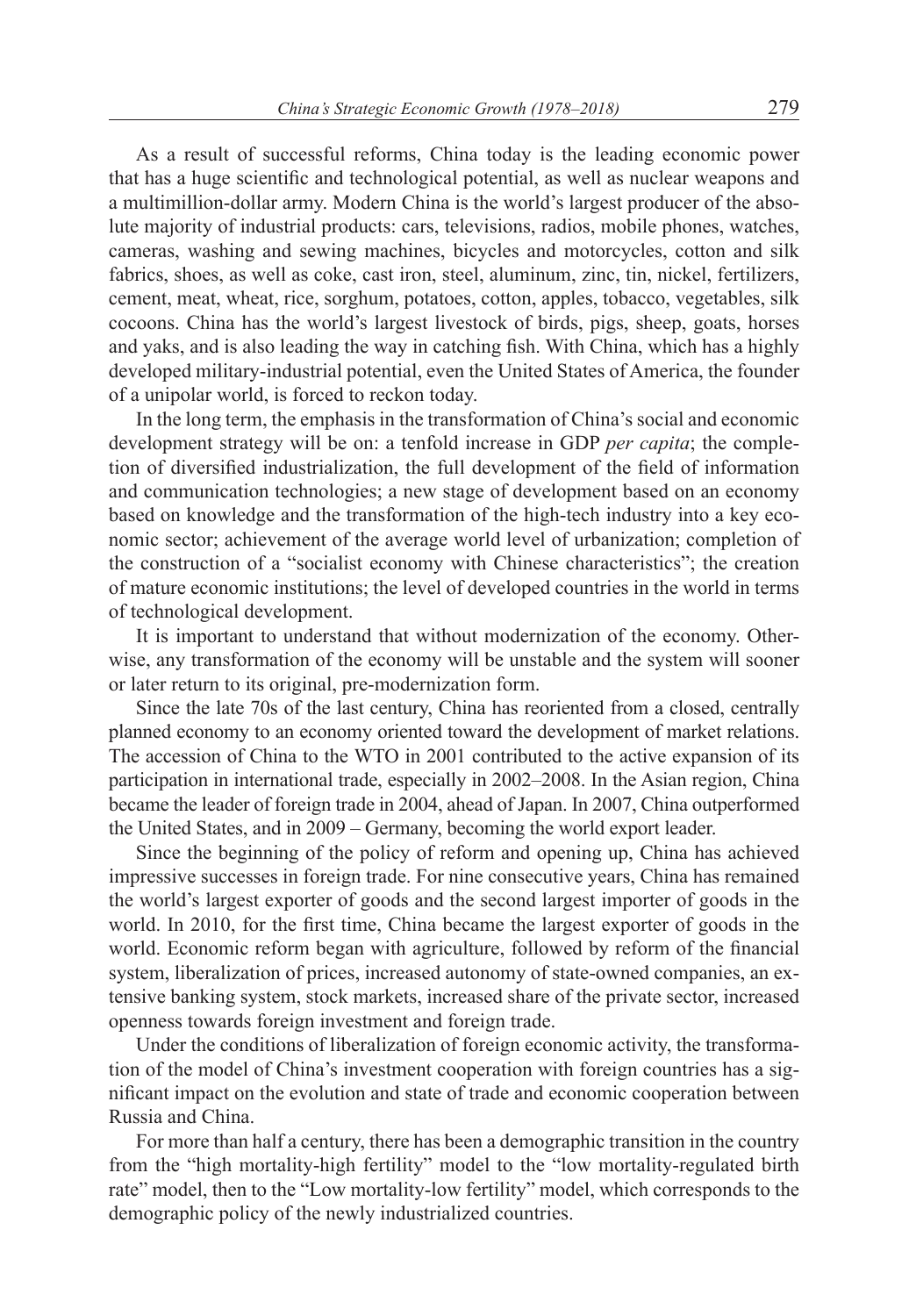As a result of successful reforms, China today is the leading economic power that has a huge scientific and technological potential, as well as nuclear weapons and a multimillion-dollar army. Modern China is the world's largest producer of the absolute majority of industrial products: cars, televisions, radios, mobile phones, watches, cameras, washing and sewing machines, bicycles and motorcycles, cotton and silk fabrics, shoes, as well as coke, cast iron, steel, aluminum, zinc, tin, nickel, fertilizers, cement, meat, wheat, rice, sorghum, potatoes, cotton, apples, tobacco, vegetables, silk cocoons. China has the world's largest livestock of birds, pigs, sheep, goats, horses and yaks, and is also leading the way in catching fish. With China, which has a highly developed military-industrial potential, even the United States of America, the founder of a unipolar world, is forced to reckon today.

In the long term, the emphasis in the transformation of China's social and economic development strategy will be on: a tenfold increase in GDP *per capita*; the completion of diversified industrialization, the full development of the field of information and communication technologies; a new stage of development based on an economy based on knowledge and the transformation of the high-tech industry into a key economic sector; achievement of the average world level of urbanization; completion of the construction of a "socialist economy with Chinese characteristics"; the creation of mature economic institutions; the level of developed countries in the world in terms of technological development.

It is important to understand that without modernization of the economy. Otherwise, any transformation of the economy will be unstable and the system will sooner or later return to its original, pre-modernization form.

Since the late 70s of the last century, China has reoriented from a closed, centrally planned economy to an economy oriented toward the development of market relations. The accession of China to the WTO in 2001 contributed to the active expansion of its participation in international trade, especially in 2002–2008. In the Asian region, China became the leader of foreign trade in 2004, ahead of Japan. In 2007, China outperformed the United States, and in 2009 – Germany, becoming the world export leader.

Since the beginning of the policy of reform and opening up, China has achieved impressive successes in foreign trade. For nine consecutive years, China has remained the world's largest exporter of goods and the second largest importer of goods in the world. In 2010, for the first time, China became the largest exporter of goods in the world. Economic reform began with agriculture, followed by reform of the financial system, liberalization of prices, increased autonomy of state-owned companies, an extensive banking system, stock markets, increased share of the private sector, increased openness towards foreign investment and foreign trade.

Under the conditions of liberalization of foreign economic activity, the transformation of the model of China's investment cooperation with foreign countries has a significant impact on the evolution and state of trade and economic cooperation between Russia and China.

For more than half a century, there has been a demographic transition in the country from the "high mortality-high fertility" model to the "low mortality-regulated birth rate" model, then to the "Low mortality-low fertility" model, which corresponds to the demographic policy of the newly industrialized countries.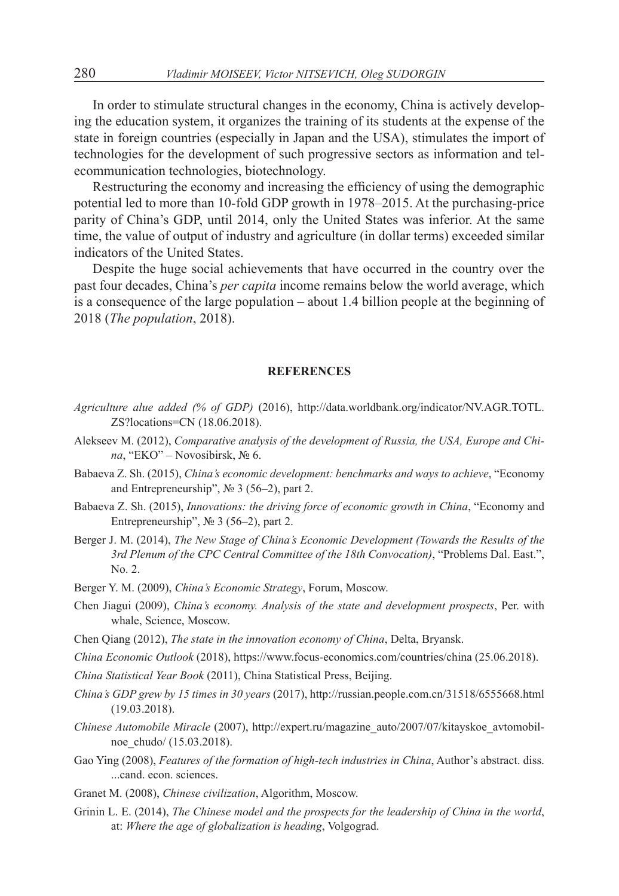In order to stimulate structural changes in the economy, China is actively developing the education system, it organizes the training of its students at the expense of the state in foreign countries (especially in Japan and the USA), stimulates the import of technologies for the development of such progressive sectors as information and telecommunication technologies, biotechnology.

Restructuring the economy and increasing the efficiency of using the demographic potential led to more than 10-fold GDP growth in 1978–2015. At the purchasing-price parity of China's GDP, until 2014, only the United States was inferior. At the same time, the value of output of industry and agriculture (in dollar terms) exceeded similar indicators of the United States.

Despite the huge social achievements that have occurred in the country over the past four decades, China's *per capita* income remains below the world average, which is a consequence of the large population – about 1.4 billion people at the beginning of 2018 (*The population*, 2018).

## REFERENCES

*Agriculture alue added (% of GDP)* (2016), http://data.worldbank.org/indicator/NV.AGR.TOTL.ZS?locations=CN (18.06.2018).

Alekseev M. (2012), *Comparative analysis of the development of Russia, the USA, Europe and China*, "EKO" – Novosibirsk, № 6.

Babaeva Z. Sh. (2015), *China's economic development: benchmarks and ways to achieve*, "Economy and Entrepreneurship", № 3 (56–2), part 2.

Babaeva Z. Sh. (2015), *Innovations: the driving force of economic growth in China*, "Economy and Entrepreneurship", № 3 (56–2), part 2.

Berger J. M. (2014), *The New Stage of China's Economic Development (Towards the Results of the 3rd Plenum of the CPC Central Committee of the 18th Convocation)*, "Problems Dal. East.", No. 2.

Berger Y. M. (2009), *China's Economic Strategy*, Forum, Moscow.

Chen Jiagui (2009), *China's economy. Analysis of the state and development prospects*, Per. with whale, Science, Moscow.

Chen Qiang (2012), *The state in the innovation economy of China*, Delta, Bryansk.

*China Economic Outlook* (2018), https://www.focus-economics.com/countries/china (25.06.2018).

*China Statistical Year Book* (2011), China Statistical Press, Beijing.

*China's GDP grew by 15 times in 30 years* (2017), http://russian.people.com.cn/31518/6555668.html (19.03.2018).

*Chinese Automobile Miracle* (2007), http://expert.ru/magazine_auto/2007/07/kitayskoe_avtomobilnoe_chudo/ (15.03.2018).

Gao Ying (2008), *Features of the formation of high-tech industries in China*, Author's abstract. diss. ...cand. econ. sciences.

Granet M. (2008), *Chinese civilization*, Algorithm, Moscow.

Grinin L. E. (2014), *The Chinese model and the prospects for the leadership of China in the world*, at: *Where the age of globalization is heading*, Volgograd.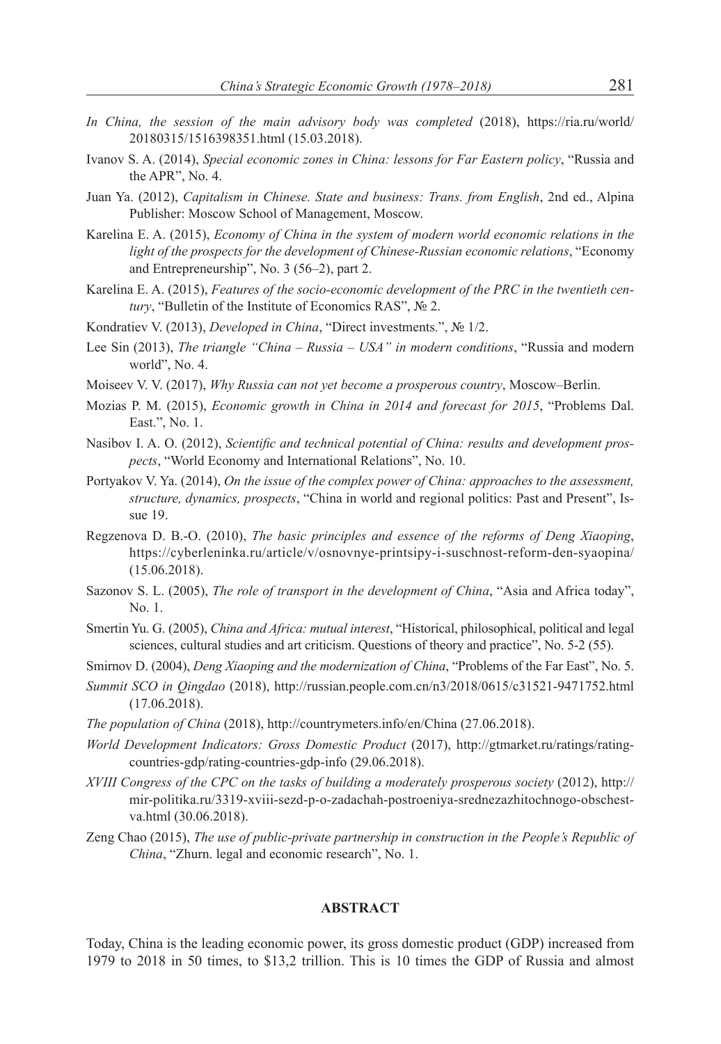*In China, the session of the main advisory body was completed* (2018), https://ria.ru/world/20180315/1516398351.html (15.03.2018).

Ivanov S. A. (2014), *Special economic zones in China: lessons for Far Eastern policy*, "Russia and the APR", No. 4.

Juan Ya. (2012), *Capitalism in Chinese. State and business: Trans. from English*, 2nd ed., Alpina Publisher: Moscow School of Management, Moscow.

Karelina E. A. (2015), *Economy of China in the system of modern world economic relations in the light of the prospects for the development of Chinese-Russian economic relations*, "Economy and Entrepreneurship", No. 3 (56–2), part 2.

Karelina E. A. (2015), *Features of the socio-economic development of the PRC in the twentieth century*, "Bulletin of the Institute of Economics RAS", № 2.

Kondratiev V. (2013), *Developed in China*, "Direct investments.", № 1/2.

Lee Sin (2013), *The triangle "China – Russia – USA" in modern conditions*, "Russia and modern world", No. 4.

Moiseev V. V. (2017), *Why Russia can not yet become a prosperous country*, Moscow–Berlin.

Mozias P. M. (2015), *Economic growth in China in 2014 and forecast for 2015*, "Problems Dal. East.", No. 1.

Nasibov I. A. O. (2012), *Scientific and technical potential of China: results and development prospects*, "World Economy and International Relations", No. 10.

Portyakov V. Ya. (2014), *On the issue of the complex power of China: approaches to the assessment, structure, dynamics, prospects*, "China in world and regional politics: Past and Present", Issue 19.

Regzenova D. B.-O. (2010), *The basic principles and essence of the reforms of Deng Xiaoping*, https://cyberleninka.ru/article/v/osnovnye-printsipy-i-suschnost-reform-den-syaopina/ (15.06.2018).

Sazonov S. L. (2005), *The role of transport in the development of China*, "Asia and Africa today", No. 1.

Smertin Yu. G. (2005), *China and Africa: mutual interest*, "Historical, philosophical, political and legal sciences, cultural studies and art criticism. Questions of theory and practice", No. 5-2 (55).

Smirnov D. (2004), *Deng Xiaoping and the modernization of China*, "Problems of the Far East", No. 5.

*Summit SCO in Qingdao* (2018), http://russian.people.com.cn/n3/2018/0615/c31521-9471752.html (17.06.2018).

*The population of China* (2018), http://countrymeters.info/en/China (27.06.2018).

*World Development Indicators: Gross Domestic Product* (2017), http://gtmarket.ru/ratings/rating-countries-gdp/rating-countries-gdp-info (29.06.2018).

*XVIII Congress of the CPC on the tasks of building a moderately prosperous society* (2012), http://mir-politika.ru/3319-xviii-sezd-p-o-zadachah-postroeniya-srednezazhitochnogo-obschestva.html (30.06.2018).

Zeng Chao (2015), *The use of public-private partnership in construction in the People's Republic of China*, "Zhurn. legal and economic research", No. 1.

## ABSTRACT

Today, China is the leading economic power, its gross domestic product (GDP) increased from 1979 to 2018 in 50 times, to $13,2 trillion. This is 10 times the GDP of Russia and almost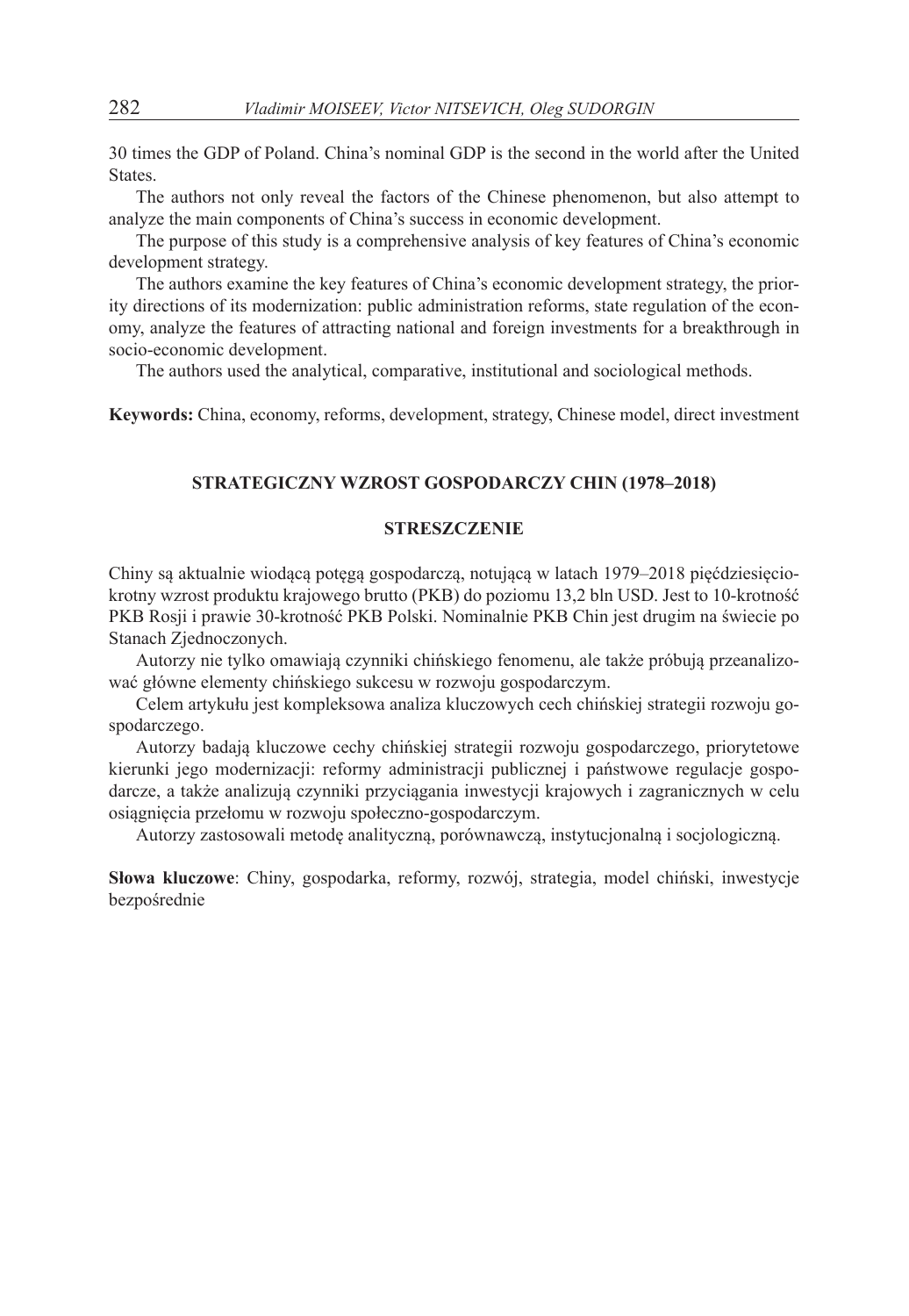30 times the GDP of Poland. China's nominal GDP is the second in the world after the United States.

The authors not only reveal the factors of the Chinese phenomenon, but also attempt to analyze the main components of China's success in economic development.

The purpose of this study is a comprehensive analysis of key features of China's economic development strategy.

The authors examine the key features of China's economic development strategy, the priority directions of its modernization: public administration reforms, state regulation of the economy, analyze the features of attracting national and foreign investments for a breakthrough in socio-economic development.

The authors used the analytical, comparative, institutional and sociological methods.

**Keywords:** China, economy, reforms, development, strategy, Chinese model, direct investment

## STRATEGICZNY WZROST GOSPODARCZY CHIN (1978–2018)

### STRESZCZENIE

Chiny są aktualnie wiodącą potęgą gospodarczą, notującą w latach 1979–2018 pięćdziesięciokrotny wzrost produktu krajowego brutto (PKB) do poziomu 13,2 bln USD. Jest to 10-krotność PKB Rosji i prawie 30-krotność PKB Polski. Nominalnie PKB Chin jest drugim na świecie po Stanach Zjednoczonych.

Autorzy nie tylko omawiają czynniki chińskiego fenomenu, ale także próbują przeanalizować główne elementy chińskiego sukcesu w rozwoju gospodarczym.

Celem artykułu jest kompleksowa analiza kluczowych cech chińskiej strategii rozwoju gospodarczego.

Autorzy badają kluczowe cechy chińskiej strategii rozwoju gospodarczego, priorytetowe kierunki jego modernizacji: reformy administracji publicznej i państwowe regulacje gospodarcze, a także analizują czynniki przyciągania inwestycji krajowych i zagranicznych w celu osiągnięcia przełomu w rozwoju społeczno-gospodarczym.

Autorzy zastosowali metodę analityczną, porównawczą, instytucjonalną i socjologiczną.

**Słowa kluczowe**: Chiny, gospodarka, reformy, rozwój, strategia, model chiński, inwestycje bezpośrednie